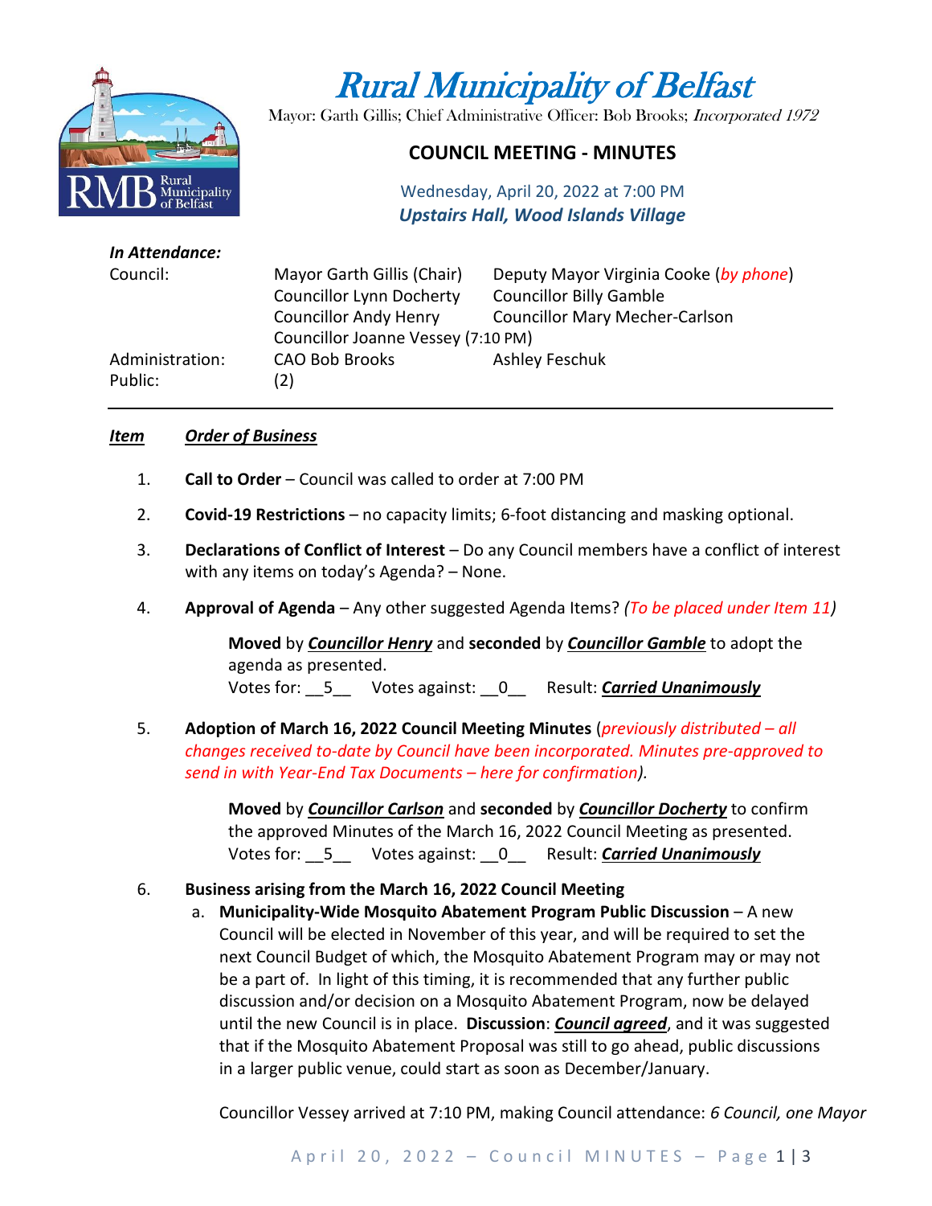# Rural Municipality of Belfast

Mayor: Garth Gillis; Chief Administrative Officer: Bob Brooks; *Incorporated 1972*

## COUNCIL MEETING - MINUTES

Wednesday, April 20, 2022 at 7:00 PM
***Upstairs Hall, Wood Islands Village***

***In Attendance:***

| | | |
|---|---|---|
| Council: | Mayor Garth Gillis (Chair) | Deputy Mayor Virginia Cooke (*by phone*) |
| | Councillor Lynn Docherty | Councillor Billy Gamble |
| | Councillor Andy Henry | Councillor Mary Mecher-Carlson |
| | Councillor Joanne Vessey (7:10 PM) | |
| Administration: | CAO Bob Brooks | Ashley Feschuk |
| Public: | (2) | |

***Item*** ***Order of Business***

1. **Call to Order** – Council was called to order at 7:00 PM

2. **Covid-19 Restrictions** – no capacity limits; 6-foot distancing and masking optional.

3. **Declarations of Conflict of Interest** – Do any Council members have a conflict of interest with any items on today's Agenda? – None.

4. **Approval of Agenda** – Any other suggested Agenda Items? *(To be placed under Item 11)*

   **Moved** by ***Councillor Henry*** and **seconded** by ***Councillor Gamble*** to adopt the agenda as presented.
   Votes for: __5__ Votes against: __0__ Result: ***Carried Unanimously***

5. **Adoption of March 16, 2022 Council Meeting Minutes** (*previously distributed – all changes received to-date by Council have been incorporated. Minutes pre-approved to send in with Year-End Tax Documents – here for confirmation*).

   **Moved** by ***Councillor Carlson*** and **seconded** by ***Councillor Docherty*** to confirm the approved Minutes of the March 16, 2022 Council Meeting as presented.
   Votes for: __5__ Votes against: __0__ Result: ***Carried Unanimously***

6. **Business arising from the March 16, 2022 Council Meeting**

   a. **Municipality-Wide Mosquito Abatement Program Public Discussion** – A new Council will be elected in November of this year, and will be required to set the next Council Budget of which, the Mosquito Abatement Program may or may not be a part of. In light of this timing, it is recommended that any further public discussion and/or decision on a Mosquito Abatement Program, now be delayed until the new Council is in place. **Discussion**: ***Council agreed***, and it was suggested that if the Mosquito Abatement Proposal was still to go ahead, public discussions in a larger public venue, could start as soon as December/January.

   Councillor Vessey arrived at 7:10 PM, making Council attendance: *6 Council, one Mayor*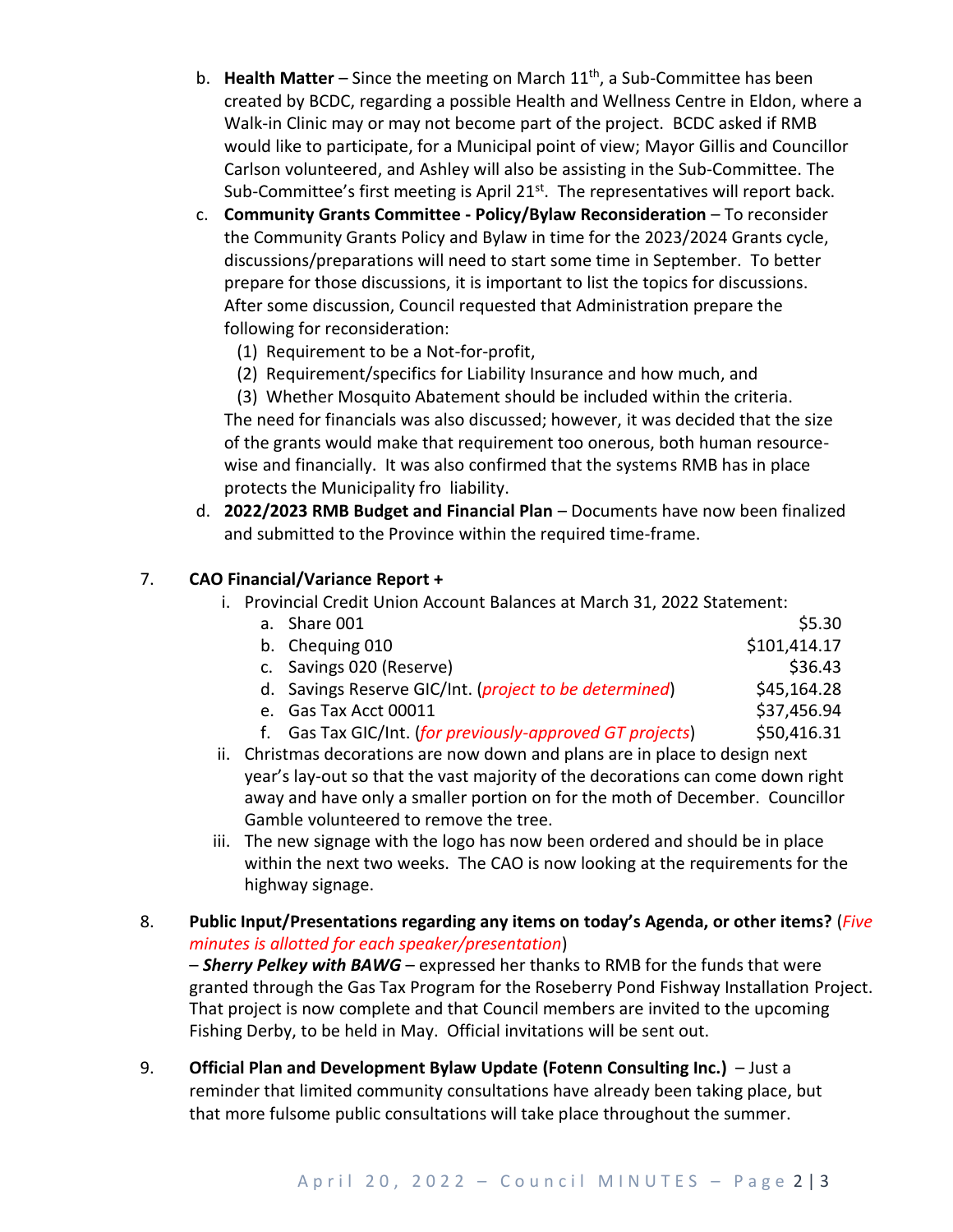b. **Health Matter** – Since the meeting on March 11th, a Sub-Committee has been created by BCDC, regarding a possible Health and Wellness Centre in Eldon, where a Walk-in Clinic may or may not become part of the project. BCDC asked if RMB would like to participate, for a Municipal point of view; Mayor Gillis and Councillor Carlson volunteered, and Ashley will also be assisting in the Sub-Committee. The Sub-Committee's first meeting is April 21st. The representatives will report back.

c. **Community Grants Committee - Policy/Bylaw Reconsideration** – To reconsider the Community Grants Policy and Bylaw in time for the 2023/2024 Grants cycle, discussions/preparations will need to start some time in September. To better prepare for those discussions, it is important to list the topics for discussions. After some discussion, Council requested that Administration prepare the following for reconsideration:
   (1) Requirement to be a Not-for-profit,
   (2) Requirement/specifics for Liability Insurance and how much, and
   (3) Whether Mosquito Abatement should be included within the criteria.

   The need for financials was also discussed; however, it was decided that the size of the grants would make that requirement too onerous, both human resource-wise and financially. It was also confirmed that the systems RMB has in place protects the Municipality fro liability.

d. **2022/2023 RMB Budget and Financial Plan** – Documents have now been finalized and submitted to the Province within the required time-frame.

7. **CAO Financial/Variance Report +**
   i. Provincial Credit Union Account Balances at March 31, 2022 Statement:
      a. Share 001 — $5.30
      b. Chequing 010 — $101,414.17
      c. Savings 020 (Reserve) — $36.43
      d. Savings Reserve GIC/Int. (*project to be determined*) — $45,164.28
      e. Gas Tax Acct 00011 — $37,456.94
      f. Gas Tax GIC/Int. (*for previously-approved GT projects*) — $50,416.31
   ii. Christmas decorations are now down and plans are in place to design next year's lay-out so that the vast majority of the decorations can come down right away and have only a smaller portion on for the moth of December. Councillor Gamble volunteered to remove the tree.
   iii. The new signage with the logo has now been ordered and should be in place within the next two weeks. The CAO is now looking at the requirements for the highway signage.

8. **Public Input/Presentations regarding any items on today's Agenda, or other items?** (*Five minutes is allotted for each speaker/presentation*)
   – ***Sherry Pelkey with BAWG*** – expressed her thanks to RMB for the funds that were granted through the Gas Tax Program for the Roseberry Pond Fishway Installation Project. That project is now complete and that Council members are invited to the upcoming Fishing Derby, to be held in May. Official invitations will be sent out.

9. **Official Plan and Development Bylaw Update (Fotenn Consulting Inc.)** – Just a reminder that limited community consultations have already been taking place, but that more fulsome public consultations will take place throughout the summer.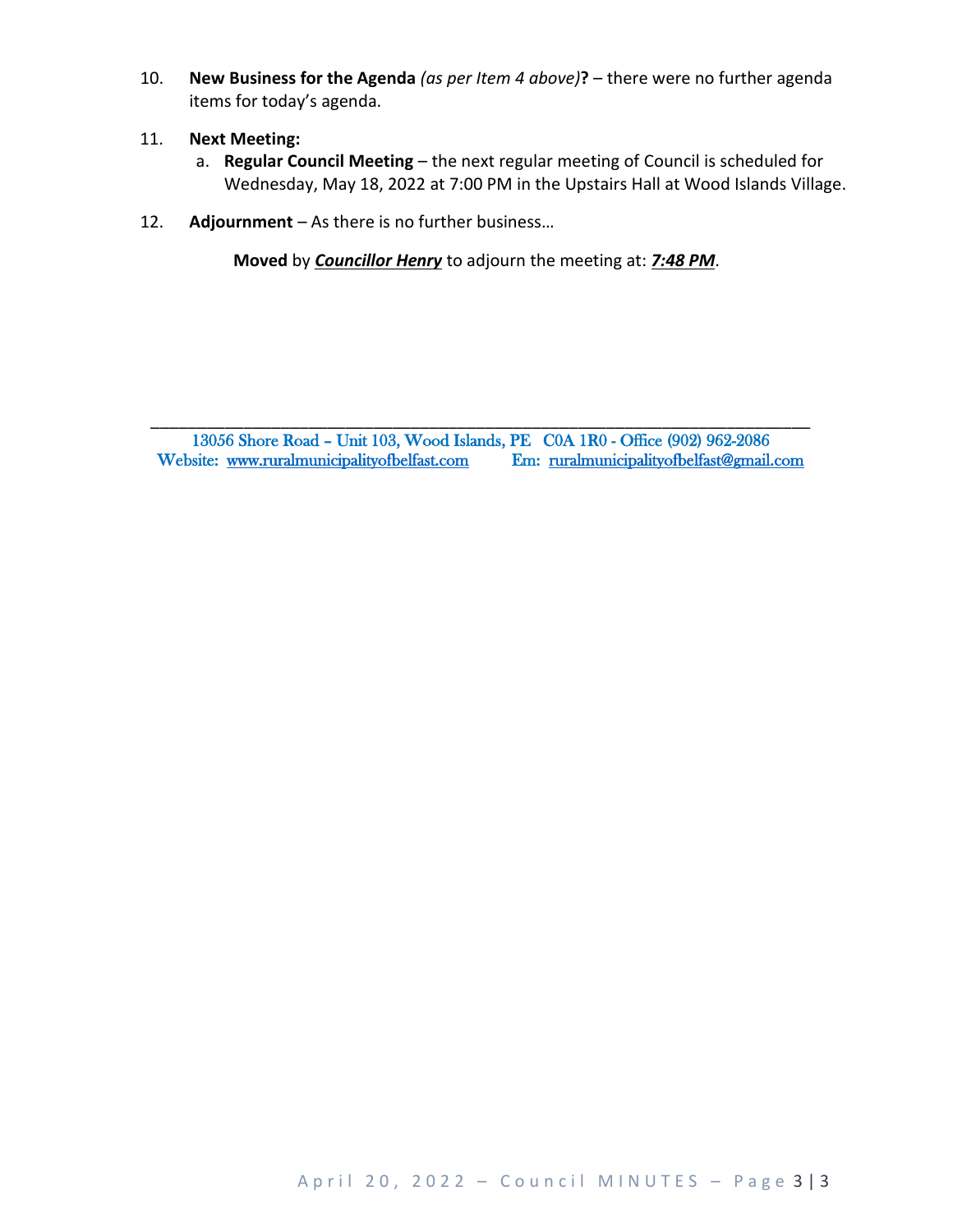10. **New Business for the Agenda** *(as per Item 4 above)***?** – there were no further agenda items for today's agenda.

11. **Next Meeting:**
    a. **Regular Council Meeting** – the next regular meeting of Council is scheduled for Wednesday, May 18, 2022 at 7:00 PM in the Upstairs Hall at Wood Islands Village.

12. **Adjournment** – As there is no further business…

    **Moved** by ***Councillor Henry*** to adjourn the meeting at: ***7:48 PM***.

---

13056 Shore Road – Unit 103, Wood Islands, PE C0A 1R0 - Office (902) 962-2086
Website: www.ruralmunicipalityofbelfast.com Em: ruralmunicipalityofbelfast@gmail.com